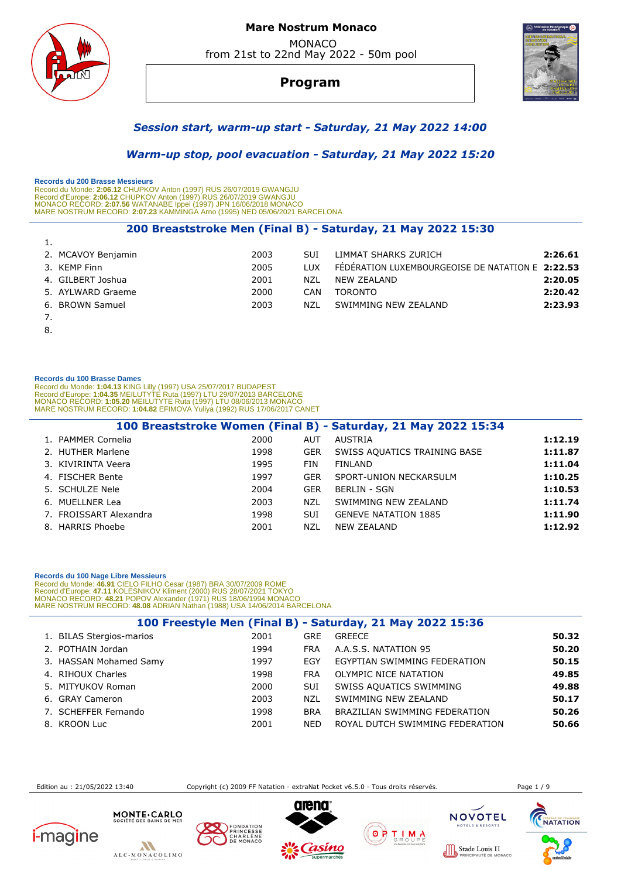# Mare Nostrum Monaco

MONACO
from 21st to 22nd May 2022 - 50m pool

## Program

### *Session start, warm-up start - Saturday, 21 May 2022 14:00*

### *Warm-up stop, pool evacuation - Saturday, 21 May 2022 15:20*

**Records du 200 Brasse Messieurs**
Record du Monde: **2:06.12** CHUPKOV Anton (1997) RUS 26/07/2019 GWANGJU
Record d'Europe: **2:06.12** CHUPKOV Anton (1997) RUS 26/07/2019 GWANGJU
MONACO RECORD: **2:07.56** WATANABE Ippei (1997) JPN 16/06/2018 MONACO
MARE NOSTRUM RECORD: **2:07.23** KAMMINGA Arno (1995) NED 05/06/2021 BARCELONA

### 200 Breaststroke Men (Final B) - Saturday, 21 May 2022 15:30

| | | | | | |
|---|---|---|---|---|---|
| 1. | | | | | |
| 2. | MCAVOY Benjamin | 2003 | SUI | LIMMAT SHARKS ZURICH | **2:26.61** |
| 3. | KEMP Finn | 2005 | LUX | FÉDÉRATION LUXEMBOURGEOISE DE NATATION E | **2:22.53** |
| 4. | GILBERT Joshua | 2001 | NZL | NEW ZEALAND | **2:20.05** |
| 5. | AYLWARD Graeme | 2000 | CAN | TORONTO | **2:20.42** |
| 6. | BROWN Samuel | 2003 | NZL | SWIMMING NEW ZEALAND | **2:23.93** |
| 7. | | | | | |
| 8. | | | | | |

**Records du 100 Brasse Dames**
Record du Monde: **1:04.13** KING Lilly (1997) USA 25/07/2017 BUDAPEST
Record d'Europe: **1:04.35** MEILUTYTE Ruta (1997) LTU 29/07/2013 BARCELONE
MONACO RECORD: **1:05.20** MEILUTYTE Ruta (1997) LTU 08/06/2013 MONACO
MARE NOSTRUM RECORD: **1:04.82** EFIMOVA Yuliya (1992) RUS 17/06/2017 CANET

### 100 Breaststroke Women (Final B) - Saturday, 21 May 2022 15:34

| | | | | | |
|---|---|---|---|---|---|
| 1. | PAMMER Cornelia | 2000 | AUT | AUSTRIA | **1:12.19** |
| 2. | HUTHER Marlene | 1998 | GER | SWISS AQUATICS TRAINING BASE | **1:11.87** |
| 3. | KIVIRINTA Veera | 1995 | FIN | FINLAND | **1:11.04** |
| 4. | FISCHER Bente | 1997 | GER | SPORT-UNION NECKARSULM | **1:10.25** |
| 5. | SCHULZE Nele | 2004 | GER | BERLIN - SGN | **1:10.53** |
| 6. | MUELLNER Lea | 2003 | NZL | SWIMMING NEW ZEALAND | **1:11.74** |
| 7. | FROISSART Alexandra | 1998 | SUI | GENEVE NATATION 1885 | **1:11.90** |
| 8. | HARRIS Phoebe | 2001 | NZL | NEW ZEALAND | **1:12.92** |

**Records du 100 Nage Libre Messieurs**
Record du Monde: **46.91** CIELO FILHO Cesar (1987) BRA 30/07/2009 ROME
Record d'Europe: **47.11** KOLESNIKOV Kliment (2000) RUS 28/07/2021 TOKYO
MONACO RECORD: **48.21** POPOV Alexander (1971) RUS 18/06/1994 MONACO
MARE NOSTRUM RECORD: **48.08** ADRIAN Nathan (1988) USA 14/06/2014 BARCELONA

### 100 Freestyle Men (Final B) - Saturday, 21 May 2022 15:36

| | | | | | |
|---|---|---|---|---|---|
| 1. | BILAS Stergios-marios | 2001 | GRE | GREECE | **50.32** |
| 2. | POTHAIN Jordan | 1994 | FRA | A.A.S.S. NATATION 95 | **50.20** |
| 3. | HASSAN Mohamed Samy | 1997 | EGY | EGYPTIAN SWIMMING FEDERATION | **50.15** |
| 4. | RIHOUX Charles | 1998 | FRA | OLYMPIC NICE NATATION | **49.85** |
| 5. | MITYUKOV Roman | 2000 | SUI | SWISS AQUATICS SWIMMING | **49.88** |
| 6. | GRAY Cameron | 2003 | NZL | SWIMMING NEW ZEALAND | **50.17** |
| 7. | SCHEFFER Fernando | 1998 | BRA | BRAZILIAN SWIMMING FEDERATION | **50.26** |
| 8. | KROON Luc | 2001 | NED | ROYAL DUTCH SWIMMING FEDERATION | **50.66** |

Edition au : 21/05/2022 13:40 Copyright (c) 2009 FF Natation - extraNat Pocket v6.5.0 - Tous droits réservés.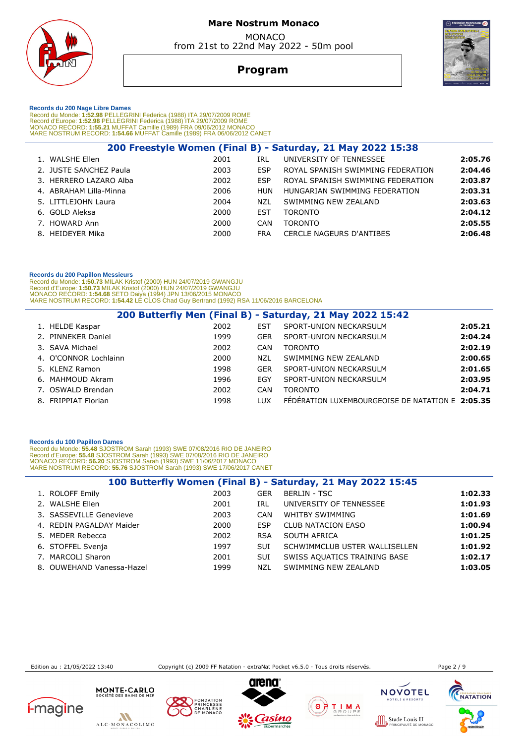# Mare Nostrum Monaco

MONACO
from 21st to 22nd May 2022 - 50m pool

## Program

**Records du 200 Nage Libre Dames**
Record du Monde: **1:52.98** PELLEGRINI Federica (1988) ITA 29/07/2009 ROME
Record d'Europe: **1:52.98** PELLEGRINI Federica (1988) ITA 29/07/2009 ROME
MONACO RECORD: **1:55.21** MUFFAT Camille (1989) FRA 09/06/2012 MONACO
MARE NOSTRUM RECORD: **1:54.66** MUFFAT Camille (1989) FRA 06/06/2012 CANET

### 200 Freestyle Women (Final B) - Saturday, 21 May 2022 15:38

| | | | | |
|---|---|---|---|---|
| 1. WALSHE Ellen | 2001 | IRL | UNIVERSITY OF TENNESSEE | **2:05.76** |
| 2. JUSTE SANCHEZ Paula | 2003 | ESP | ROYAL SPANISH SWIMMING FEDERATION | **2:04.46** |
| 3. HERRERO LAZARO Alba | 2002 | ESP | ROYAL SPANISH SWIMMING FEDERATION | **2:03.87** |
| 4. ABRAHAM Lilla-Minna | 2006 | HUN | HUNGARIAN SWIMMING FEDERATION | **2:03.31** |
| 5. LITTLEJOHN Laura | 2004 | NZL | SWIMMING NEW ZEALAND | **2:03.63** |
| 6. GOLD Aleksa | 2000 | EST | TORONTO | **2:04.12** |
| 7. HOWARD Ann | 2000 | CAN | TORONTO | **2:05.55** |
| 8. HEIDEYER Mika | 2000 | FRA | CERCLE NAGEURS D'ANTIBES | **2:06.48** |

**Records du 200 Papillon Messieurs**
Record du Monde: **1:50.73** MILAK Kristof (2000) HUN 24/07/2019 GWANGJU
Record d'Europe: **1:50.73** MILAK Kristof (2000) HUN 24/07/2019 GWANGJU
MONACO RECORD: **1:54.68** SETO Daiya (1994) JPN 13/06/2015 MONACO
MARE NOSTRUM RECORD: **1:54.42** LE CLOS Chad Guy Bertrand (1992) RSA 11/06/2016 BARCELONA

### 200 Butterfly Men (Final B) - Saturday, 21 May 2022 15:42

| | | | | |
|---|---|---|---|---|
| 1. HELDE Kaspar | 2002 | EST | SPORT-UNION NECKARSULM | **2:05.21** |
| 2. PINNEKER Daniel | 1999 | GER | SPORT-UNION NECKARSULM | **2:04.24** |
| 3. SAVA Michael | 2002 | CAN | TORONTO | **2:02.19** |
| 4. O'CONNOR Lochlainn | 2000 | NZL | SWIMMING NEW ZEALAND | **2:00.65** |
| 5. KLENZ Ramon | 1998 | GER | SPORT-UNION NECKARSULM | **2:01.65** |
| 6. MAHMOUD Akram | 1996 | EGY | SPORT-UNION NECKARSULM | **2:03.95** |
| 7. OSWALD Brendan | 2002 | CAN | TORONTO | **2:04.71** |
| 8. FRIPPIAT Florian | 1998 | LUX | FÉDÉRATION LUXEMBOURGEOISE DE NATATION E | **2:05.35** |

**Records du 100 Papillon Dames**
Record du Monde: **55.48** SJOSTROM Sarah (1993) SWE 07/08/2016 RIO DE JANEIRO
Record d'Europe: **55.48** SJOSTROM Sarah (1993) SWE 07/08/2016 RIO DE JANEIRO
MONACO RECORD: **56.20** SJOSTROM Sarah (1993) SWE 11/06/2017 MONACO
MARE NOSTRUM RECORD: **55.76** SJOSTROM Sarah (1993) SWE 17/06/2017 CANET

### 100 Butterfly Women (Final B) - Saturday, 21 May 2022 15:45

| | | | | |
|---|---|---|---|---|
| 1. ROLOFF Emily | 2003 | GER | BERLIN - TSC | **1:02.33** |
| 2. WALSHE Ellen | 2001 | IRL | UNIVERSITY OF TENNESSEE | **1:01.93** |
| 3. SASSEVILLE Genevieve | 2003 | CAN | WHITBY SWIMMING | **1:01.69** |
| 4. REDIN PAGALDAY Maider | 2000 | ESP | CLUB NATACION EASO | **1:00.94** |
| 5. MEDER Rebecca | 2002 | RSA | SOUTH AFRICA | **1:01.25** |
| 6. STOFFEL Svenja | 1997 | SUI | SCHWIMMCLUB USTER WALLISELLEN | **1:01.92** |
| 7. MARCOLI Sharon | 2001 | SUI | SWISS AQUATICS TRAINING BASE | **1:02.17** |
| 8. OUWEHAND Vanessa-Hazel | 1999 | NZL | SWIMMING NEW ZEALAND | **1:03.05** |

Edition au : 21/05/2022 13:40 Copyright (c) 2009 FF Natation - extraNat Pocket v6.5.0 - Tous droits réservés.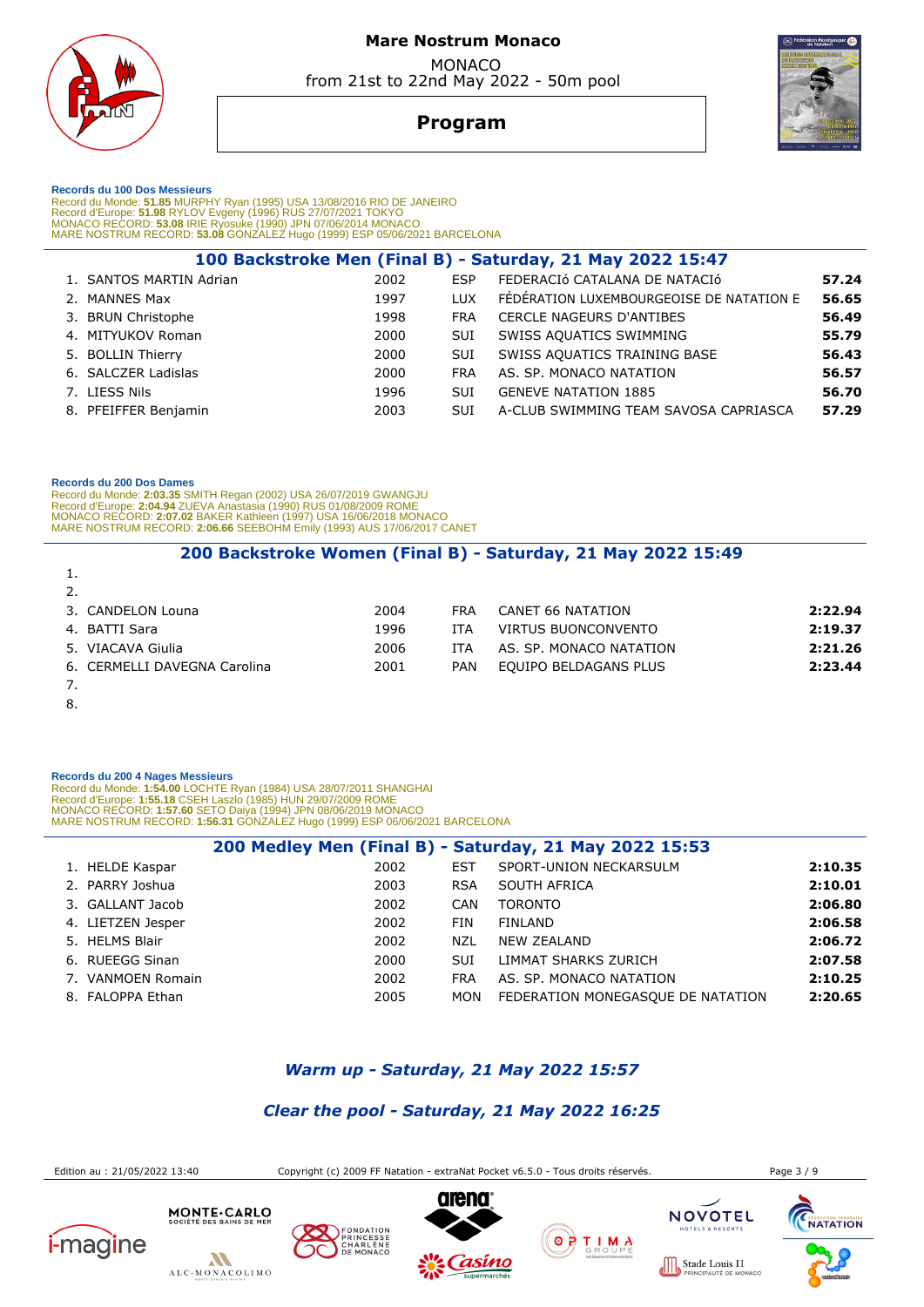# Mare Nostrum Monaco

MONACO
from 21st to 22nd May 2022 - 50m pool

## Program

**Records du 100 Dos Messieurs**
Record du Monde: **51.85** MURPHY Ryan (1995) USA 13/08/2016 RIO DE JANEIRO
Record d'Europe: **51.98** RYLOV Evgeny (1996) RUS 27/07/2021 TOKYO
MONACO RECORD: **53.08** IRIE Ryosuke (1990) JPN 07/06/2014 MONACO
MARE NOSTRUM RECORD: **53.08** GONZALEZ Hugo (1999) ESP 05/06/2021 BARCELONA

### 100 Backstroke Men (Final B) - Saturday, 21 May 2022 15:47

| | | | | | |
|---|---|---|---|---|---|
| 1. | SANTOS MARTIN Adrian | 2002 | ESP | FEDERACIó CATALANA DE NATACIó | **57.24** |
| 2. | MANNES Max | 1997 | LUX | FÉDÉRATION LUXEMBOURGEOISE DE NATATION E | **56.65** |
| 3. | BRUN Christophe | 1998 | FRA | CERCLE NAGEURS D'ANTIBES | **56.49** |
| 4. | MITYUKOV Roman | 2000 | SUI | SWISS AQUATICS SWIMMING | **55.79** |
| 5. | BOLLIN Thierry | 2000 | SUI | SWISS AQUATICS TRAINING BASE | **56.43** |
| 6. | SALCZER Ladislas | 2000 | FRA | AS. SP. MONACO NATATION | **56.57** |
| 7. | LIESS Nils | 1996 | SUI | GENEVE NATATION 1885 | **56.70** |
| 8. | PFEIFFER Benjamin | 2003 | SUI | A-CLUB SWIMMING TEAM SAVOSA CAPRIASCA | **57.29** |

**Records du 200 Dos Dames**
Record du Monde: **2:03.35** SMITH Regan (2002) USA 26/07/2019 GWANGJU
Record d'Europe: **2:04.94** ZUEVA Anastasia (1990) RUS 01/08/2009 ROME
MONACO RECORD: **2:07.02** BAKER Kathleen (1997) USA 16/06/2018 MONACO
MARE NOSTRUM RECORD: **2:06.66** SEEBOHM Emily (1993) AUS 17/06/2017 CANET

### 200 Backstroke Women (Final B) - Saturday, 21 May 2022 15:49

| | | | | | |
|---|---|---|---|---|---|
| 1. | | | | | |
| 2. | | | | | |
| 3. | CANDELON Louna | 2004 | FRA | CANET 66 NATATION | **2:22.94** |
| 4. | BATTI Sara | 1996 | ITA | VIRTUS BUONCONVENTO | **2:19.37** |
| 5. | VIACAVA Giulia | 2006 | ITA | AS. SP. MONACO NATATION | **2:21.26** |
| 6. | CERMELLI DAVEGNA Carolina | 2001 | PAN | EQUIPO BELDAGANS PLUS | **2:23.44** |
| 7. | | | | | |
| 8. | | | | | |

**Records du 200 4 Nages Messieurs**
Record du Monde: **1:54.00** LOCHTE Ryan (1984) USA 28/07/2011 SHANGHAI
Record d'Europe: **1:55.18** CSEH Laszlo (1985) HUN 29/07/2009 ROME
MONACO RECORD: **1:57.60** SETO Daiya (1994) JPN 08/06/2019 MONACO
MARE NOSTRUM RECORD: **1:56.31** GONZALEZ Hugo (1999) ESP 06/06/2021 BARCELONA

### 200 Medley Men (Final B) - Saturday, 21 May 2022 15:53

| | | | | | |
|---|---|---|---|---|---|
| 1. | HELDE Kaspar | 2002 | EST | SPORT-UNION NECKARSULM | **2:10.35** |
| 2. | PARRY Joshua | 2003 | RSA | SOUTH AFRICA | **2:10.01** |
| 3. | GALLANT Jacob | 2002 | CAN | TORONTO | **2:06.80** |
| 4. | LIETZEN Jesper | 2002 | FIN | FINLAND | **2:06.58** |
| 5. | HELMS Blair | 2002 | NZL | NEW ZEALAND | **2:06.72** |
| 6. | RUEEGG Sinan | 2000 | SUI | LIMMAT SHARKS ZURICH | **2:07.58** |
| 7. | VANMOEN Romain | 2002 | FRA | AS. SP. MONACO NATATION | **2:10.25** |
| 8. | FALOPPA Ethan | 2005 | MON | FEDERATION MONEGASQUE DE NATATION | **2:20.65** |

***Warm up - Saturday, 21 May 2022 15:57***

***Clear the pool - Saturday, 21 May 2022 16:25***

Edition au : 21/05/2022 13:40 Copyright (c) 2009 FF Natation - extraNat Pocket v6.5.0 - Tous droits réservés.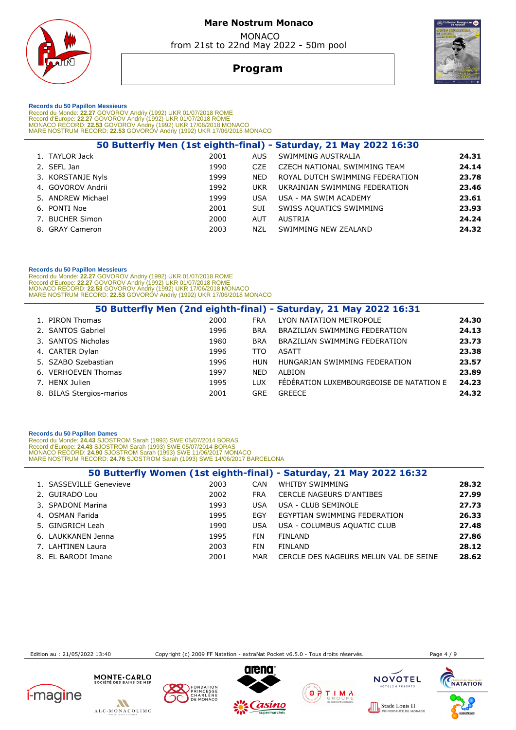# Mare Nostrum Monaco

MONACO
from 21st to 22nd May 2022 - 50m pool

## Program

**Records du 50 Papillon Messieurs**
Record du Monde: **22.27** GOVOROV Andriy (1992) UKR 01/07/2018 ROME
Record d'Europe: **22.27** GOVOROV Andriy (1992) UKR 01/07/2018 ROME
MONACO RECORD: **22.53** GOVOROV Andriy (1992) UKR 17/06/2018 MONACO
MARE NOSTRUM RECORD: **22.53** GOVOROV Andriy (1992) UKR 17/06/2018 MONACO

### 50 Butterfly Men (1st eighth-final) - Saturday, 21 May 2022 16:30

| | | | | | |
|---|---|---|---|---|---|
| 1. | TAYLOR Jack | 2001 | AUS | SWIMMING AUSTRALIA | **24.31** |
| 2. | SEFL Jan | 1990 | CZE | CZECH NATIONAL SWIMMING TEAM | **24.14** |
| 3. | KORSTANJE Nyls | 1999 | NED | ROYAL DUTCH SWIMMING FEDERATION | **23.78** |
| 4. | GOVOROV Andrii | 1992 | UKR | UKRAINIAN SWIMMING FEDERATION | **23.46** |
| 5. | ANDREW Michael | 1999 | USA | USA - MA SWIM ACADEMY | **23.61** |
| 6. | PONTI Noe | 2001 | SUI | SWISS AQUATICS SWIMMING | **23.93** |
| 7. | BUCHER Simon | 2000 | AUT | AUSTRIA | **24.24** |
| 8. | GRAY Cameron | 2003 | NZL | SWIMMING NEW ZEALAND | **24.32** |

**Records du 50 Papillon Messieurs**
Record du Monde: **22.27** GOVOROV Andriy (1992) UKR 01/07/2018 ROME
Record d'Europe: **22.27** GOVOROV Andriy (1992) UKR 01/07/2018 ROME
MONACO RECORD: **22.53** GOVOROV Andriy (1992) UKR 17/06/2018 MONACO
MARE NOSTRUM RECORD: **22.53** GOVOROV Andriy (1992) UKR 17/06/2018 MONACO

### 50 Butterfly Men (2nd eighth-final) - Saturday, 21 May 2022 16:31

| | | | | | |
|---|---|---|---|---|---|
| 1. | PIRON Thomas | 2000 | FRA | LYON NATATION METROPOLE | **24.30** |
| 2. | SANTOS Gabriel | 1996 | BRA | BRAZILIAN SWIMMING FEDERATION | **24.13** |
| 3. | SANTOS Nicholas | 1980 | BRA | BRAZILIAN SWIMMING FEDERATION | **23.73** |
| 4. | CARTER Dylan | 1996 | TTO | ASATT | **23.38** |
| 5. | SZABO Szebastian | 1996 | HUN | HUNGARIAN SWIMMING FEDERATION | **23.57** |
| 6. | VERHOEVEN Thomas | 1997 | NED | ALBION | **23.89** |
| 7. | HENX Julien | 1995 | LUX | FÉDÉRATION LUXEMBOURGEOISE DE NATATION E | **24.23** |
| 8. | BILAS Stergios-marios | 2001 | GRE | GREECE | **24.32** |

**Records du 50 Papillon Dames**
Record du Monde: **24.43** SJOSTROM Sarah (1993) SWE 05/07/2014 BORAS
Record d'Europe: **24.43** SJOSTROM Sarah (1993) SWE 05/07/2014 BORAS
MONACO RECORD: **24.90** SJOSTROM Sarah (1993) SWE 11/06/2017 MONACO
MARE NOSTRUM RECORD: **24.76** SJOSTROM Sarah (1993) SWE 14/06/2017 BARCELONA

### 50 Butterfly Women (1st eighth-final) - Saturday, 21 May 2022 16:32

| | | | | | |
|---|---|---|---|---|---|
| 1. | SASSEVILLE Genevieve | 2003 | CAN | WHITBY SWIMMING | **28.32** |
| 2. | GUIRADO Lou | 2002 | FRA | CERCLE NAGEURS D'ANTIBES | **27.99** |
| 3. | SPADONI Marina | 1993 | USA | USA - CLUB SEMINOLE | **27.73** |
| 4. | OSMAN Farida | 1995 | EGY | EGYPTIAN SWIMMING FEDERATION | **26.33** |
| 5. | GINGRICH Leah | 1990 | USA | USA - COLUMBUS AQUATIC CLUB | **27.48** |
| 6. | LAUKKANEN Jenna | 1995 | FIN | FINLAND | **27.86** |
| 7. | LAHTINEN Laura | 2003 | FIN | FINLAND | **28.12** |
| 8. | EL BARODI Imane | 2001 | MAR | CERCLE DES NAGEURS MELUN VAL DE SEINE | **28.62** |

Edition au : 21/05/2022 13:40 Copyright (c) 2009 FF Natation - extraNat Pocket v6.5.0 - Tous droits réservés.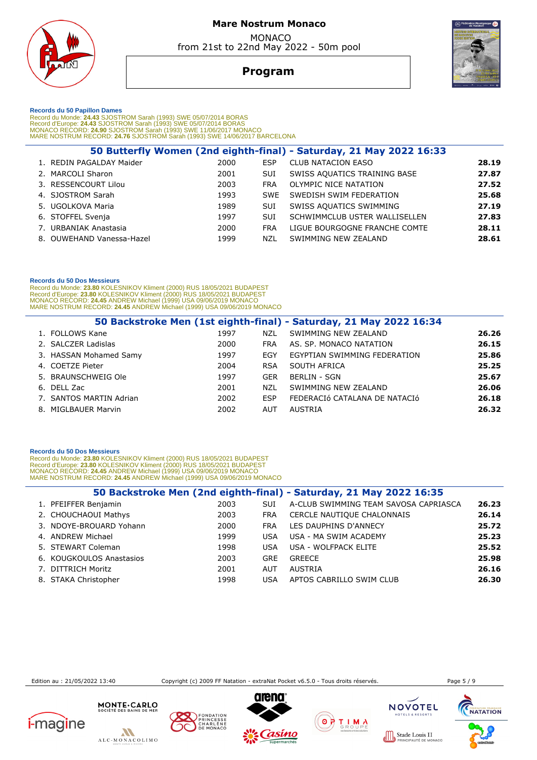# Mare Nostrum Monaco

MONACO
from 21st to 22nd May 2022 - 50m pool

## Program

**Records du 50 Papillon Dames**
Record du Monde: **24.43** SJOSTROM Sarah (1993) SWE 05/07/2014 BORAS
Record d'Europe: **24.43** SJOSTROM Sarah (1993) SWE 05/07/2014 BORAS
MONACO RECORD: **24.90** SJOSTROM Sarah (1993) SWE 11/06/2017 MONACO
MARE NOSTRUM RECORD: **24.76** SJOSTROM Sarah (1993) SWE 14/06/2017 BARCELONA

### 50 Butterfly Women (2nd eighth-final) - Saturday, 21 May 2022 16:33

| | | | | | |
|---|---|---|---|---|---|
| 1. | REDIN PAGALDAY Maider | 2000 | ESP | CLUB NATACION EASO | **28.19** |
| 2. | MARCOLI Sharon | 2001 | SUI | SWISS AQUATICS TRAINING BASE | **27.87** |
| 3. | RESSENCOURT Lilou | 2003 | FRA | OLYMPIC NICE NATATION | **27.52** |
| 4. | SJOSTROM Sarah | 1993 | SWE | SWEDISH SWIM FEDERATION | **25.68** |
| 5. | UGOLKOVA Maria | 1989 | SUI | SWISS AQUATICS SWIMMING | **27.19** |
| 6. | STOFFEL Svenja | 1997 | SUI | SCHWIMMCLUB USTER WALLISELLEN | **27.83** |
| 7. | URBANIAK Anastasia | 2000 | FRA | LIGUE BOURGOGNE FRANCHE COMTE | **28.11** |
| 8. | OUWEHAND Vanessa-Hazel | 1999 | NZL | SWIMMING NEW ZEALAND | **28.61** |

**Records du 50 Dos Messieurs**
Record du Monde: **23.80** KOLESNIKOV Kliment (2000) RUS 18/05/2021 BUDAPEST
Record d'Europe: **23.80** KOLESNIKOV Kliment (2000) RUS 18/05/2021 BUDAPEST
MONACO RECORD: **24.45** ANDREW Michael (1999) USA 09/06/2019 MONACO
MARE NOSTRUM RECORD: **24.45** ANDREW Michael (1999) USA 09/06/2019 MONACO

### 50 Backstroke Men (1st eighth-final) - Saturday, 21 May 2022 16:34

| | | | | | |
|---|---|---|---|---|---|
| 1. | FOLLOWS Kane | 1997 | NZL | SWIMMING NEW ZEALAND | **26.26** |
| 2. | SALCZER Ladislas | 2000 | FRA | AS. SP. MONACO NATATION | **26.15** |
| 3. | HASSAN Mohamed Samy | 1997 | EGY | EGYPTIAN SWIMMING FEDERATION | **25.86** |
| 4. | COETZE Pieter | 2004 | RSA | SOUTH AFRICA | **25.25** |
| 5. | BRAUNSCHWEIG Ole | 1997 | GER | BERLIN - SGN | **25.67** |
| 6. | DELL Zac | 2001 | NZL | SWIMMING NEW ZEALAND | **26.06** |
| 7. | SANTOS MARTIN Adrian | 2002 | ESP | FEDERACIó CATALANA DE NATACIó | **26.18** |
| 8. | MIGLBAUER Marvin | 2002 | AUT | AUSTRIA | **26.32** |

**Records du 50 Dos Messieurs**
Record du Monde: **23.80** KOLESNIKOV Kliment (2000) RUS 18/05/2021 BUDAPEST
Record d'Europe: **23.80** KOLESNIKOV Kliment (2000) RUS 18/05/2021 BUDAPEST
MONACO RECORD: **24.45** ANDREW Michael (1999) USA 09/06/2019 MONACO
MARE NOSTRUM RECORD: **24.45** ANDREW Michael (1999) USA 09/06/2019 MONACO

### 50 Backstroke Men (2nd eighth-final) - Saturday, 21 May 2022 16:35

| | | | | | |
|---|---|---|---|---|---|
| 1. | PFEIFFER Benjamin | 2003 | SUI | A-CLUB SWIMMING TEAM SAVOSA CAPRIASCA | **26.23** |
| 2. | CHOUCHAOUI Mathys | 2003 | FRA | CERCLE NAUTIQUE CHALONNAIS | **26.14** |
| 3. | NDOYE-BROUARD Yohann | 2000 | FRA | LES DAUPHINS D'ANNECY | **25.72** |
| 4. | ANDREW Michael | 1999 | USA | USA - MA SWIM ACADEMY | **25.23** |
| 5. | STEWART Coleman | 1998 | USA | USA - WOLFPACK ELITE | **25.52** |
| 6. | KOUGKOULOS Anastasios | 2003 | GRE | GREECE | **25.98** |
| 7. | DITTRICH Moritz | 2001 | AUT | AUSTRIA | **26.16** |
| 8. | STAKA Christopher | 1998 | USA | APTOS CABRILLO SWIM CLUB | **26.30** |

Edition au : 21/05/2022 13:40 Copyright (c) 2009 FF Natation - extraNat Pocket v6.5.0 - Tous droits réservés.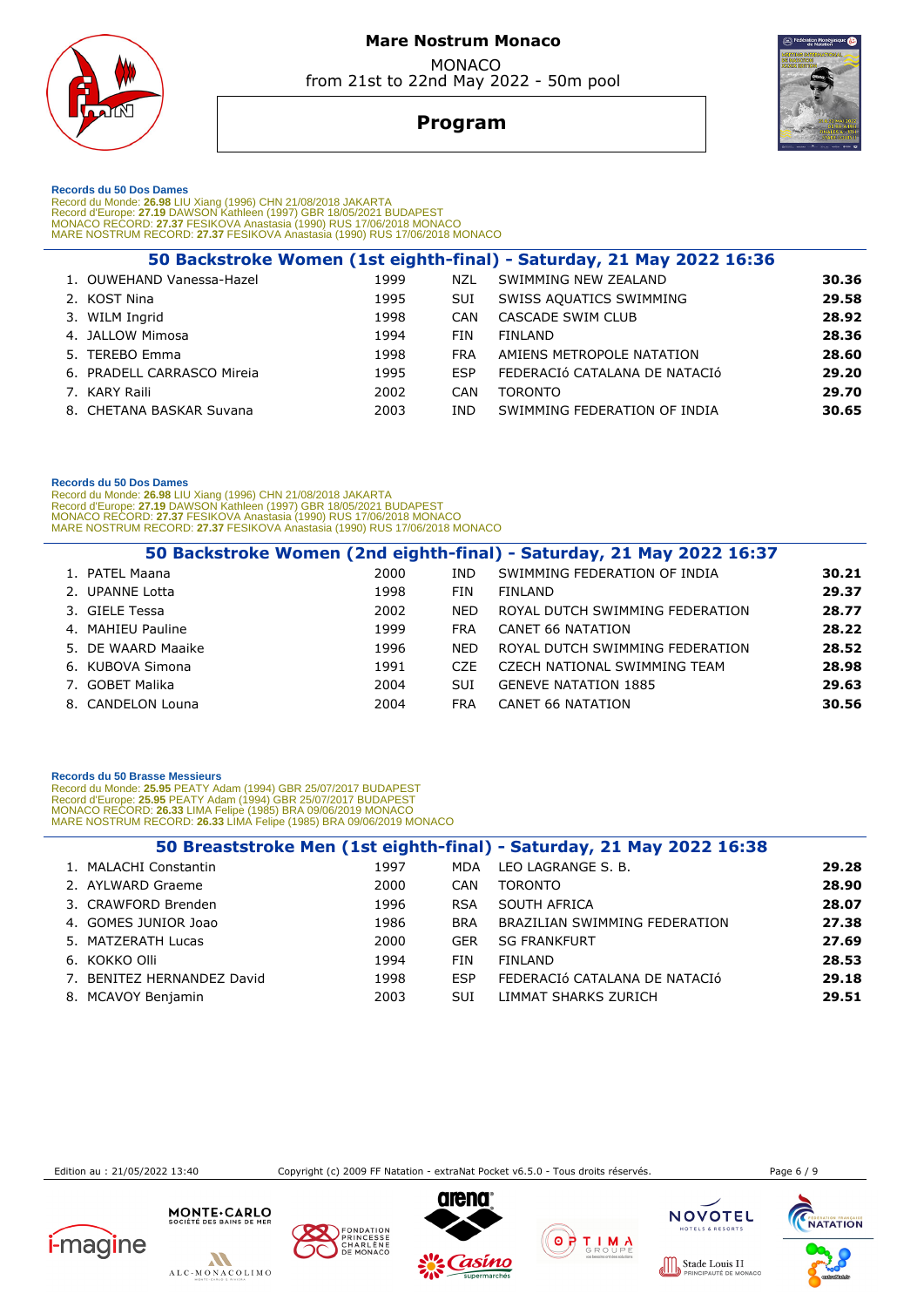# Mare Nostrum Monaco

MONACO
from 21st to 22nd May 2022 - 50m pool

## Program

**Records du 50 Dos Dames**
Record du Monde: **26.98** LIU Xiang (1996) CHN 21/08/2018 JAKARTA
Record d'Europe: **27.19** DAWSON Kathleen (1997) GBR 18/05/2021 BUDAPEST
MONACO RECORD: **27.37** FESIKOVA Anastasia (1990) RUS 17/06/2018 MONACO
MARE NOSTRUM RECORD: **27.37** FESIKOVA Anastasia (1990) RUS 17/06/2018 MONACO

### 50 Backstroke Women (1st eighth-final) - Saturday, 21 May 2022 16:36

| | | | | | |
|---|---|---|---|---|---|
| 1. | OUWEHAND Vanessa-Hazel | 1999 | NZL | SWIMMING NEW ZEALAND | **30.36** |
| 2. | KOST Nina | 1995 | SUI | SWISS AQUATICS SWIMMING | **29.58** |
| 3. | WILM Ingrid | 1998 | CAN | CASCADE SWIM CLUB | **28.92** |
| 4. | JALLOW Mimosa | 1994 | FIN | FINLAND | **28.36** |
| 5. | TEREBO Emma | 1998 | FRA | AMIENS METROPOLE NATATION | **28.60** |
| 6. | PRADELL CARRASCO Mireia | 1995 | ESP | FEDERACIó CATALANA DE NATACIó | **29.20** |
| 7. | KARY Raili | 2002 | CAN | TORONTO | **29.70** |
| 8. | CHETANA BASKAR Suvana | 2003 | IND | SWIMMING FEDERATION OF INDIA | **30.65** |

**Records du 50 Dos Dames**
Record du Monde: **26.98** LIU Xiang (1996) CHN 21/08/2018 JAKARTA
Record d'Europe: **27.19** DAWSON Kathleen (1997) GBR 18/05/2021 BUDAPEST
MONACO RECORD: **27.37** FESIKOVA Anastasia (1990) RUS 17/06/2018 MONACO
MARE NOSTRUM RECORD: **27.37** FESIKOVA Anastasia (1990) RUS 17/06/2018 MONACO

### 50 Backstroke Women (2nd eighth-final) - Saturday, 21 May 2022 16:37

| | | | | | |
|---|---|---|---|---|---|
| 1. | PATEL Maana | 2000 | IND | SWIMMING FEDERATION OF INDIA | **30.21** |
| 2. | UPANNE Lotta | 1998 | FIN | FINLAND | **29.37** |
| 3. | GIELE Tessa | 2002 | NED | ROYAL DUTCH SWIMMING FEDERATION | **28.77** |
| 4. | MAHIEU Pauline | 1999 | FRA | CANET 66 NATATION | **28.22** |
| 5. | DE WAARD Maaike | 1996 | NED | ROYAL DUTCH SWIMMING FEDERATION | **28.52** |
| 6. | KUBOVA Simona | 1991 | CZE | CZECH NATIONAL SWIMMING TEAM | **28.98** |
| 7. | GOBET Malika | 2004 | SUI | GENEVE NATATION 1885 | **29.63** |
| 8. | CANDELON Louna | 2004 | FRA | CANET 66 NATATION | **30.56** |

**Records du 50 Brasse Messieurs**
Record du Monde: **25.95** PEATY Adam (1994) GBR 25/07/2017 BUDAPEST
Record d'Europe: **25.95** PEATY Adam (1994) GBR 25/07/2017 BUDAPEST
MONACO RECORD: **26.33** LIMA Felipe (1985) BRA 09/06/2019 MONACO
MARE NOSTRUM RECORD: **26.33** LIMA Felipe (1985) BRA 09/06/2019 MONACO

### 50 Breaststroke Men (1st eighth-final) - Saturday, 21 May 2022 16:38

| | | | | | |
|---|---|---|---|---|---|
| 1. | MALACHI Constantin | 1997 | MDA | LEO LAGRANGE S. B. | **29.28** |
| 2. | AYLWARD Graeme | 2000 | CAN | TORONTO | **28.90** |
| 3. | CRAWFORD Brenden | 1996 | RSA | SOUTH AFRICA | **28.07** |
| 4. | GOMES JUNIOR Joao | 1986 | BRA | BRAZILIAN SWIMMING FEDERATION | **27.38** |
| 5. | MATZERATH Lucas | 2000 | GER | SG FRANKFURT | **27.69** |
| 6. | KOKKO Olli | 1994 | FIN | FINLAND | **28.53** |
| 7. | BENITEZ HERNANDEZ David | 1998 | ESP | FEDERACIó CATALANA DE NATACIó | **29.18** |
| 8. | MCAVOY Benjamin | 2003 | SUI | LIMMAT SHARKS ZURICH | **29.51** |

Edition au : 21/05/2022 13:40 Copyright (c) 2009 FF Natation - extraNat Pocket v6.5.0 - Tous droits réservés.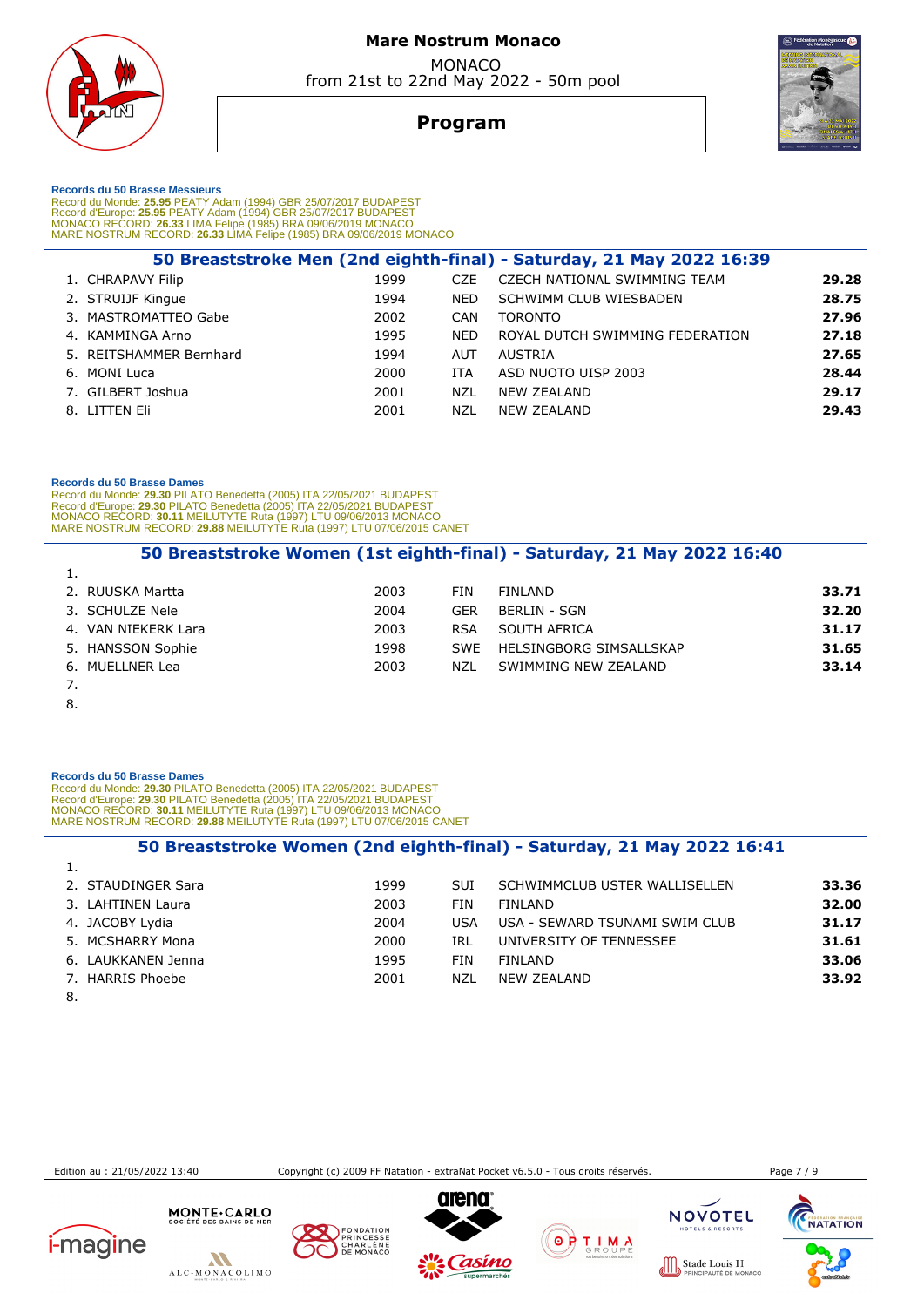# Mare Nostrum Monaco

MONACO
from 21st to 22nd May 2022 - 50m pool

## Program

**Records du 50 Brasse Messieurs**
Record du Monde: **25.95** PEATY Adam (1994) GBR 25/07/2017 BUDAPEST
Record d'Europe: **25.95** PEATY Adam (1994) GBR 25/07/2017 BUDAPEST
MONACO RECORD: **26.33** LIMA Felipe (1985) BRA 09/06/2019 MONACO
MARE NOSTRUM RECORD: **26.33** LIMA Felipe (1985) BRA 09/06/2019 MONACO

### 50 Breaststroke Men (2nd eighth-final) - Saturday, 21 May 2022 16:39

| | | | | | |
|---|---|---|---|---|---|
| 1. | CHRAPAVY Filip | 1999 | CZE | CZECH NATIONAL SWIMMING TEAM | **29.28** |
| 2. | STRUIJF Kingue | 1994 | NED | SCHWIMM CLUB WIESBADEN | **28.75** |
| 3. | MASTROMATTEO Gabe | 2002 | CAN | TORONTO | **27.96** |
| 4. | KAMMINGA Arno | 1995 | NED | ROYAL DUTCH SWIMMING FEDERATION | **27.18** |
| 5. | REITSHAMMER Bernhard | 1994 | AUT | AUSTRIA | **27.65** |
| 6. | MONI Luca | 2000 | ITA | ASD NUOTO UISP 2003 | **28.44** |
| 7. | GILBERT Joshua | 2001 | NZL | NEW ZEALAND | **29.17** |
| 8. | LITTEN Eli | 2001 | NZL | NEW ZEALAND | **29.43** |

**Records du 50 Brasse Dames**
Record du Monde: **29.30** PILATO Benedetta (2005) ITA 22/05/2021 BUDAPEST
Record d'Europe: **29.30** PILATO Benedetta (2005) ITA 22/05/2021 BUDAPEST
MONACO RECORD: **30.11** MEILUTYTE Ruta (1997) LTU 09/06/2013 MONACO
MARE NOSTRUM RECORD: **29.88** MEILUTYTE Ruta (1997) LTU 07/06/2015 CANET

### 50 Breaststroke Women (1st eighth-final) - Saturday, 21 May 2022 16:40

| | | | | | |
|---|---|---|---|---|---|
| 1. | | | | | |
| 2. | RUUSKA Martta | 2003 | FIN | FINLAND | **33.71** |
| 3. | SCHULZE Nele | 2004 | GER | BERLIN - SGN | **32.20** |
| 4. | VAN NIEKERK Lara | 2003 | RSA | SOUTH AFRICA | **31.17** |
| 5. | HANSSON Sophie | 1998 | SWE | HELSINGBORG SIMSALLSKAP | **31.65** |
| 6. | MUELLNER Lea | 2003 | NZL | SWIMMING NEW ZEALAND | **33.14** |
| 7. | | | | | |
| 8. | | | | | |

**Records du 50 Brasse Dames**
Record du Monde: **29.30** PILATO Benedetta (2005) ITA 22/05/2021 BUDAPEST
Record d'Europe: **29.30** PILATO Benedetta (2005) ITA 22/05/2021 BUDAPEST
MONACO RECORD: **30.11** MEILUTYTE Ruta (1997) LTU 09/06/2013 MONACO
MARE NOSTRUM RECORD: **29.88** MEILUTYTE Ruta (1997) LTU 07/06/2015 CANET

### 50 Breaststroke Women (2nd eighth-final) - Saturday, 21 May 2022 16:41

| | | | | | |
|---|---|---|---|---|---|
| 1. | | | | | |
| 2. | STAUDINGER Sara | 1999 | SUI | SCHWIMMCLUB USTER WALLISELLEN | **33.36** |
| 3. | LAHTINEN Laura | 2003 | FIN | FINLAND | **32.00** |
| 4. | JACOBY Lydia | 2004 | USA | USA - SEWARD TSUNAMI SWIM CLUB | **31.17** |
| 5. | MCSHARRY Mona | 2000 | IRL | UNIVERSITY OF TENNESSEE | **31.61** |
| 6. | LAUKKANEN Jenna | 1995 | FIN | FINLAND | **33.06** |
| 7. | HARRIS Phoebe | 2001 | NZL | NEW ZEALAND | **33.92** |
| 8. | | | | | |

Edition au : 21/05/2022 13:40 Copyright (c) 2009 FF Natation - extraNat Pocket v6.5.0 - Tous droits réservés.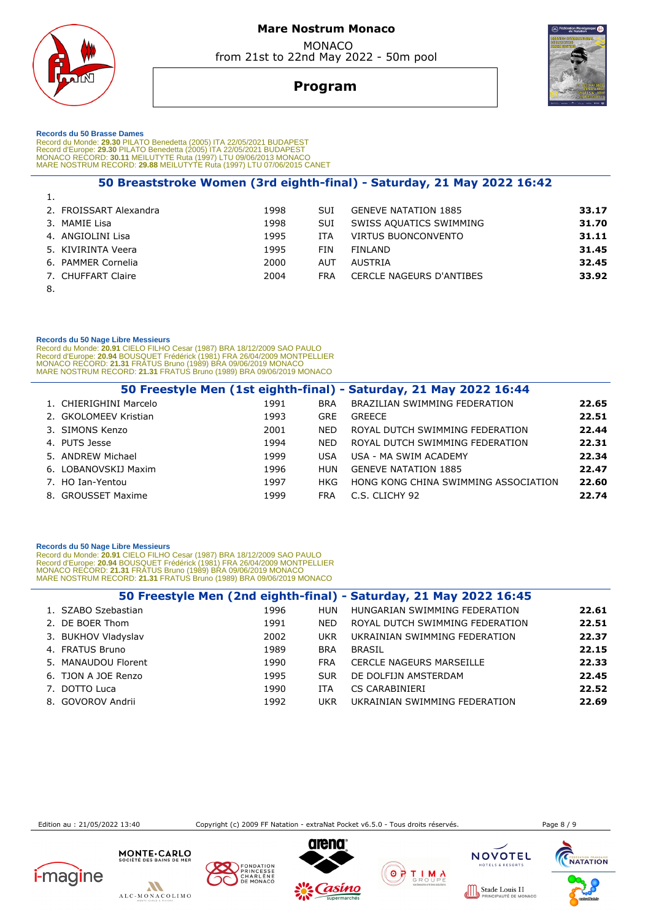# Mare Nostrum Monaco

MONACO
from 21st to 22nd May 2022 - 50m pool

## Program

**Records du 50 Brasse Dames**
Record du Monde: **29.30** PILATO Benedetta (2005) ITA 22/05/2021 BUDAPEST
Record d'Europe: **29.30** PILATO Benedetta (2005) ITA 22/05/2021 BUDAPEST
MONACO RECORD: **30.11** MEILUTYTE Ruta (1997) LTU 09/06/2013 MONACO
MARE NOSTRUM RECORD: **29.88** MEILUTYTE Ruta (1997) LTU 07/06/2015 CANET

### 50 Breaststroke Women (3rd eighth-final) - Saturday, 21 May 2022 16:42

| | | | | | |
|---|---|---|---|---|---|
| 1. | | | | | |
| 2. | FROISSART Alexandra | 1998 | SUI | GENEVE NATATION 1885 | **33.17** |
| 3. | MAMIE Lisa | 1998 | SUI | SWISS AQUATICS SWIMMING | **31.70** |
| 4. | ANGIOLINI Lisa | 1995 | ITA | VIRTUS BUONCONVENTO | **31.11** |
| 5. | KIVIRINTA Veera | 1995 | FIN | FINLAND | **31.45** |
| 6. | PAMMER Cornelia | 2000 | AUT | AUSTRIA | **32.45** |
| 7. | CHUFFART Claire | 2004 | FRA | CERCLE NAGEURS D'ANTIBES | **33.92** |
| 8. | | | | | |

**Records du 50 Nage Libre Messieurs**
Record du Monde: **20.91** CIELO FILHO Cesar (1987) BRA 18/12/2009 SAO PAULO
Record d'Europe: **20.94** BOUSQUET Frédérick (1981) FRA 26/04/2009 MONTPELLIER
MONACO RECORD: **21.31** FRATUS Bruno (1989) BRA 09/06/2019 MONACO
MARE NOSTRUM RECORD: **21.31** FRATUS Bruno (1989) BRA 09/06/2019 MONACO

### 50 Freestyle Men (1st eighth-final) - Saturday, 21 May 2022 16:44

| | | | | | |
|---|---|---|---|---|---|
| 1. | CHIERIGHINI Marcelo | 1991 | BRA | BRAZILIAN SWIMMING FEDERATION | **22.65** |
| 2. | GKOLOMEEV Kristian | 1993 | GRE | GREECE | **22.51** |
| 3. | SIMONS Kenzo | 2001 | NED | ROYAL DUTCH SWIMMING FEDERATION | **22.44** |
| 4. | PUTS Jesse | 1994 | NED | ROYAL DUTCH SWIMMING FEDERATION | **22.31** |
| 5. | ANDREW Michael | 1999 | USA | USA - MA SWIM ACADEMY | **22.34** |
| 6. | LOBANOVSKIJ Maxim | 1996 | HUN | GENEVE NATATION 1885 | **22.47** |
| 7. | HO Ian-Yentou | 1997 | HKG | HONG KONG CHINA SWIMMING ASSOCIATION | **22.60** |
| 8. | GROUSSET Maxime | 1999 | FRA | C.S. CLICHY 92 | **22.74** |

**Records du 50 Nage Libre Messieurs**
Record du Monde: **20.91** CIELO FILHO Cesar (1987) BRA 18/12/2009 SAO PAULO
Record d'Europe: **20.94** BOUSQUET Frédérick (1981) FRA 26/04/2009 MONTPELLIER
MONACO RECORD: **21.31** FRATUS Bruno (1989) BRA 09/06/2019 MONACO
MARE NOSTRUM RECORD: **21.31** FRATUS Bruno (1989) BRA 09/06/2019 MONACO

### 50 Freestyle Men (2nd eighth-final) - Saturday, 21 May 2022 16:45

| | | | | | |
|---|---|---|---|---|---|
| 1. | SZABO Szebastian | 1996 | HUN | HUNGARIAN SWIMMING FEDERATION | **22.61** |
| 2. | DE BOER Thom | 1991 | NED | ROYAL DUTCH SWIMMING FEDERATION | **22.51** |
| 3. | BUKHOV Vladyslav | 2002 | UKR | UKRAINIAN SWIMMING FEDERATION | **22.37** |
| 4. | FRATUS Bruno | 1989 | BRA | BRASIL | **22.15** |
| 5. | MANAUDOU Florent | 1990 | FRA | CERCLE NAGEURS MARSEILLE | **22.33** |
| 6. | TJON A JOE Renzo | 1995 | SUR | DE DOLFIJN AMSTERDAM | **22.45** |
| 7. | DOTTO Luca | 1990 | ITA | CS CARABINIERI | **22.52** |
| 8. | GOVOROV Andrii | 1992 | UKR | UKRAINIAN SWIMMING FEDERATION | **22.69** |

Edition au : 21/05/2022 13:40 — Copyright (c) 2009 FF Natation - extraNat Pocket v6.5.0 - Tous droits réservés.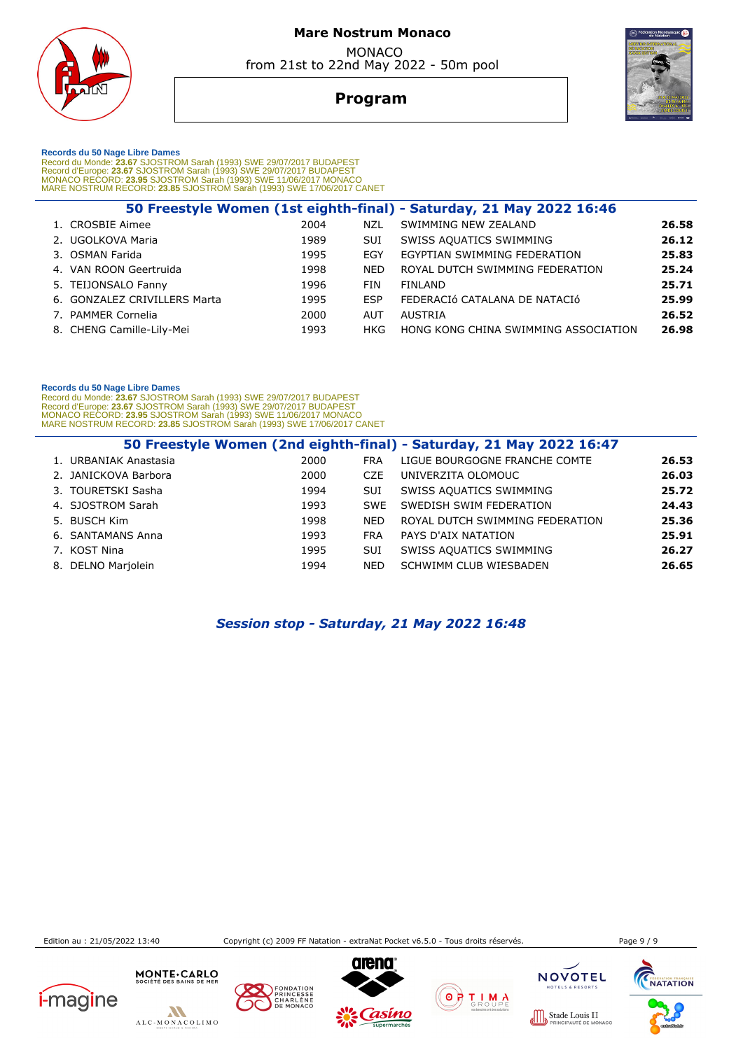# Mare Nostrum Monaco

MONACO
from 21st to 22nd May 2022 - 50m pool

## Program

**Records du 50 Nage Libre Dames**
Record du Monde: **23.67** SJOSTROM Sarah (1993) SWE 29/07/2017 BUDAPEST
Record d'Europe: **23.67** SJOSTROM Sarah (1993) SWE 29/07/2017 BUDAPEST
MONACO RECORD: **23.95** SJOSTROM Sarah (1993) SWE 11/06/2017 MONACO
MARE NOSTRUM RECORD: **23.85** SJOSTROM Sarah (1993) SWE 17/06/2017 CANET

### 50 Freestyle Women (1st eighth-final) - Saturday, 21 May 2022 16:46

| | | | | | |
|---|---|---|---|---|---|
| 1. | CROSBIE Aimee | 2004 | NZL | SWIMMING NEW ZEALAND | **26.58** |
| 2. | UGOLKOVA Maria | 1989 | SUI | SWISS AQUATICS SWIMMING | **26.12** |
| 3. | OSMAN Farida | 1995 | EGY | EGYPTIAN SWIMMING FEDERATION | **25.83** |
| 4. | VAN ROON Geertruida | 1998 | NED | ROYAL DUTCH SWIMMING FEDERATION | **25.24** |
| 5. | TEIJONSALO Fanny | 1996 | FIN | FINLAND | **25.71** |
| 6. | GONZALEZ CRIVILLERS Marta | 1995 | ESP | FEDERACIó CATALANA DE NATACIÓ | **25.99** |
| 7. | PAMMER Cornelia | 2000 | AUT | AUSTRIA | **26.52** |
| 8. | CHENG Camille-Lily-Mei | 1993 | HKG | HONG KONG CHINA SWIMMING ASSOCIATION | **26.98** |

**Records du 50 Nage Libre Dames**
Record du Monde: **23.67** SJOSTROM Sarah (1993) SWE 29/07/2017 BUDAPEST
Record d'Europe: **23.67** SJOSTROM Sarah (1993) SWE 29/07/2017 BUDAPEST
MONACO RECORD: **23.95** SJOSTROM Sarah (1993) SWE 11/06/2017 MONACO
MARE NOSTRUM RECORD: **23.85** SJOSTROM Sarah (1993) SWE 17/06/2017 CANET

### 50 Freestyle Women (2nd eighth-final) - Saturday, 21 May 2022 16:47

| | | | | | |
|---|---|---|---|---|---|
| 1. | URBANIAK Anastasia | 2000 | FRA | LIGUE BOURGOGNE FRANCHE COMTE | **26.53** |
| 2. | JANICKOVA Barbora | 2000 | CZE | UNIVERZITA OLOMOUC | **26.03** |
| 3. | TOURETSKI Sasha | 1994 | SUI | SWISS AQUATICS SWIMMING | **25.72** |
| 4. | SJOSTROM Sarah | 1993 | SWE | SWEDISH SWIM FEDERATION | **24.43** |
| 5. | BUSCH Kim | 1998 | NED | ROYAL DUTCH SWIMMING FEDERATION | **25.36** |
| 6. | SANTAMANS Anna | 1993 | FRA | PAYS D'AIX NATATION | **25.91** |
| 7. | KOST Nina | 1995 | SUI | SWISS AQUATICS SWIMMING | **26.27** |
| 8. | DELNO Marjolein | 1994 | NED | SCHWIMM CLUB WIESBADEN | **26.65** |

***Session stop - Saturday, 21 May 2022 16:48***

Edition au : 21/05/2022 13:40    Copyright (c) 2009 FF Natation - extraNat Pocket v6.5.0 - Tous droits réservés.